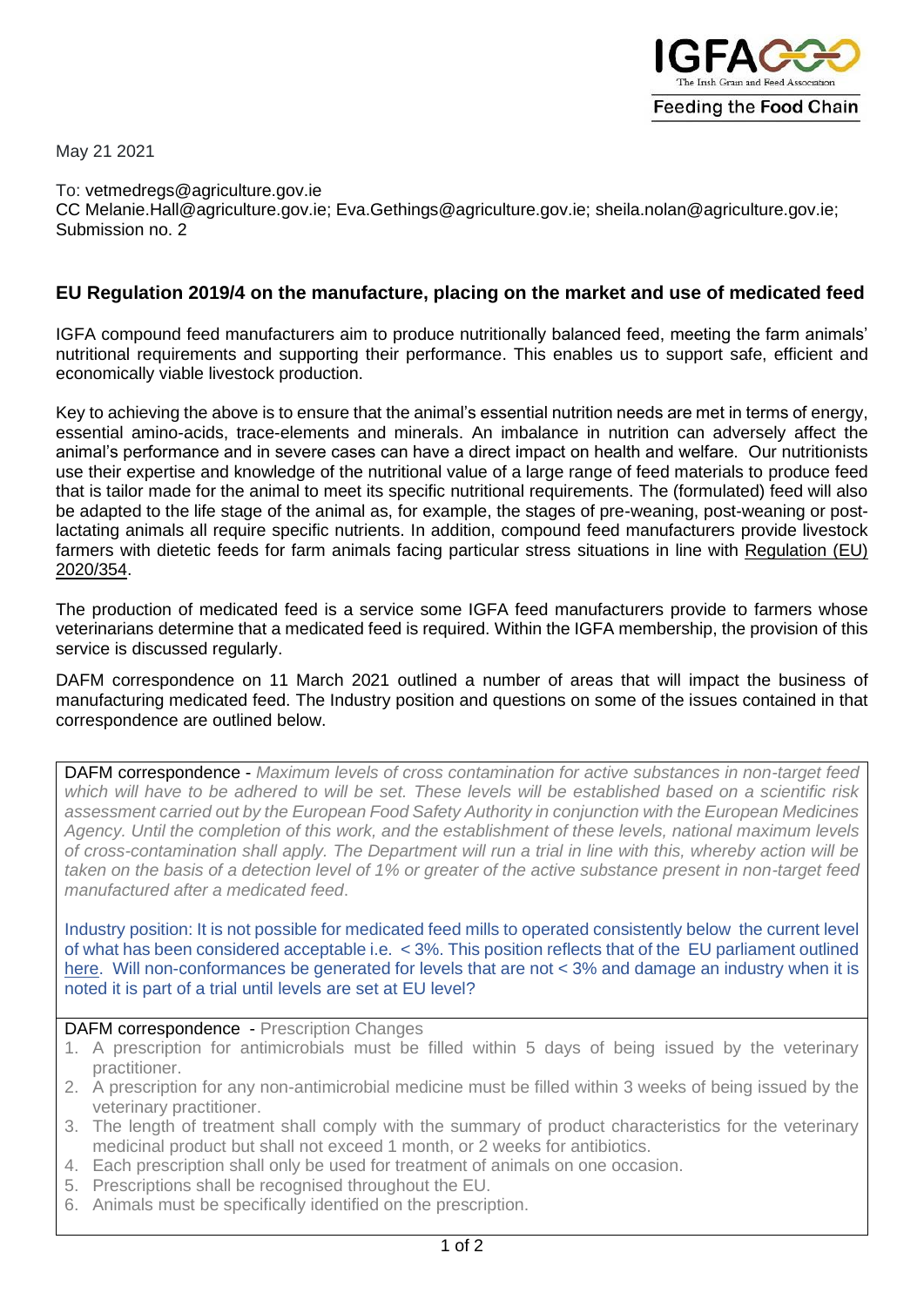May 21 2021

To: vetmedregs@agriculture.gov.ie
CC Melanie.Hall@agriculture.gov.ie; Eva.Gethings@agriculture.gov.ie; sheila.nolan@agriculture.gov.ie;
Submission no. 2

## EU Regulation 2019/4 on the manufacture, placing on the market and use of medicated feed

IGFA compound feed manufacturers aim to produce nutritionally balanced feed, meeting the farm animals' nutritional requirements and supporting their performance. This enables us to support safe, efficient and economically viable livestock production.

Key to achieving the above is to ensure that the animal's essential nutrition needs are met in terms of energy, essential amino-acids, trace-elements and minerals. An imbalance in nutrition can adversely affect the animal's performance and in severe cases can have a direct impact on health and welfare. Our nutritionists use their expertise and knowledge of the nutritional value of a large range of feed materials to produce feed that is tailor made for the animal to meet its specific nutritional requirements. The (formulated) feed will also be adapted to the life stage of the animal as, for example, the stages of pre-weaning, post-weaning or post-lactating animals all require specific nutrients. In addition, compound feed manufacturers provide livestock farmers with dietetic feeds for farm animals facing particular stress situations in line with Regulation (EU) 2020/354.

The production of medicated feed is a service some IGFA feed manufacturers provide to farmers whose veterinarians determine that a medicated feed is required. Within the IGFA membership, the provision of this service is discussed regularly.

DAFM correspondence on 11 March 2021 outlined a number of areas that will impact the business of manufacturing medicated feed. The Industry position and questions on some of the issues contained in that correspondence are outlined below.

DAFM correspondence - *Maximum levels of cross contamination for active substances in non-target feed which will have to be adhered to will be set. These levels will be established based on a scientific risk assessment carried out by the European Food Safety Authority in conjunction with the European Medicines Agency. Until the completion of this work, and the establishment of these levels, national maximum levels of cross-contamination shall apply. The Department will run a trial in line with this, whereby action will be taken on the basis of a detection level of 1% or greater of the active substance present in non-target feed manufactured after a medicated feed.*

Industry position: It is not possible for medicated feed mills to operated consistently below the current level of what has been considered acceptable i.e. < 3%. This position reflects that of the EU parliament outlined here. Will non-conformances be generated for levels that are not < 3% and damage an industry when it is noted it is part of a trial until levels are set at EU level?

DAFM correspondence - Prescription Changes

1. A prescription for antimicrobials must be filled within 5 days of being issued by the veterinary practitioner.
2. A prescription for any non-antimicrobial medicine must be filled within 3 weeks of being issued by the veterinary practitioner.
3. The length of treatment shall comply with the summary of product characteristics for the veterinary medicinal product but shall not exceed 1 month, or 2 weeks for antibiotics.
4. Each prescription shall only be used for treatment of animals on one occasion.
5. Prescriptions shall be recognised throughout the EU.
6. Animals must be specifically identified on the prescription.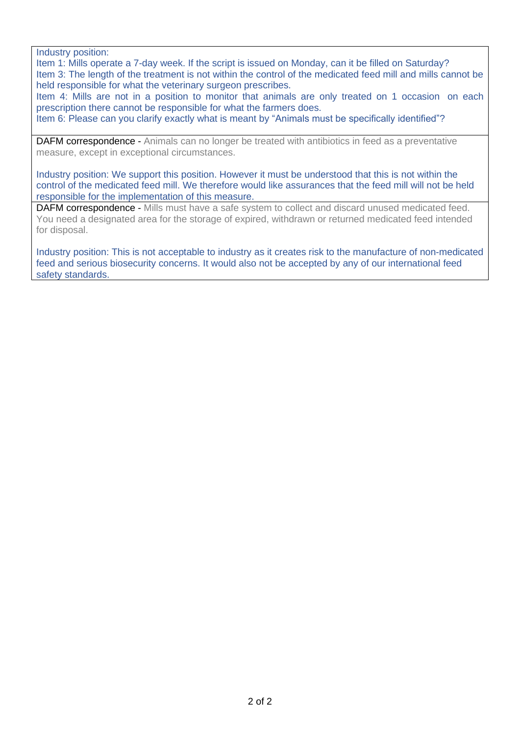Industry position:

Item 1: Mills operate a 7-day week. If the script is issued on Monday, can it be filled on Saturday?

Item 3: The length of the treatment is not within the control of the medicated feed mill and mills cannot be held responsible for what the veterinary surgeon prescribes.

Item 4: Mills are not in a position to monitor that animals are only treated on 1 occasion on each prescription there cannot be responsible for what the farmers does.

Item 6: Please can you clarify exactly what is meant by "Animals must be specifically identified"?

DAFM correspondence - Animals can no longer be treated with antibiotics in feed as a preventative measure, except in exceptional circumstances.

Industry position: We support this position. However it must be understood that this is not within the control of the medicated feed mill. We therefore would like assurances that the feed mill will not be held responsible for the implementation of this measure.

DAFM correspondence - Mills must have a safe system to collect and discard unused medicated feed. You need a designated area for the storage of expired, withdrawn or returned medicated feed intended for disposal.

Industry position: This is not acceptable to industry as it creates risk to the manufacture of non-medicated feed and serious biosecurity concerns. It would also not be accepted by any of our international feed safety standards.